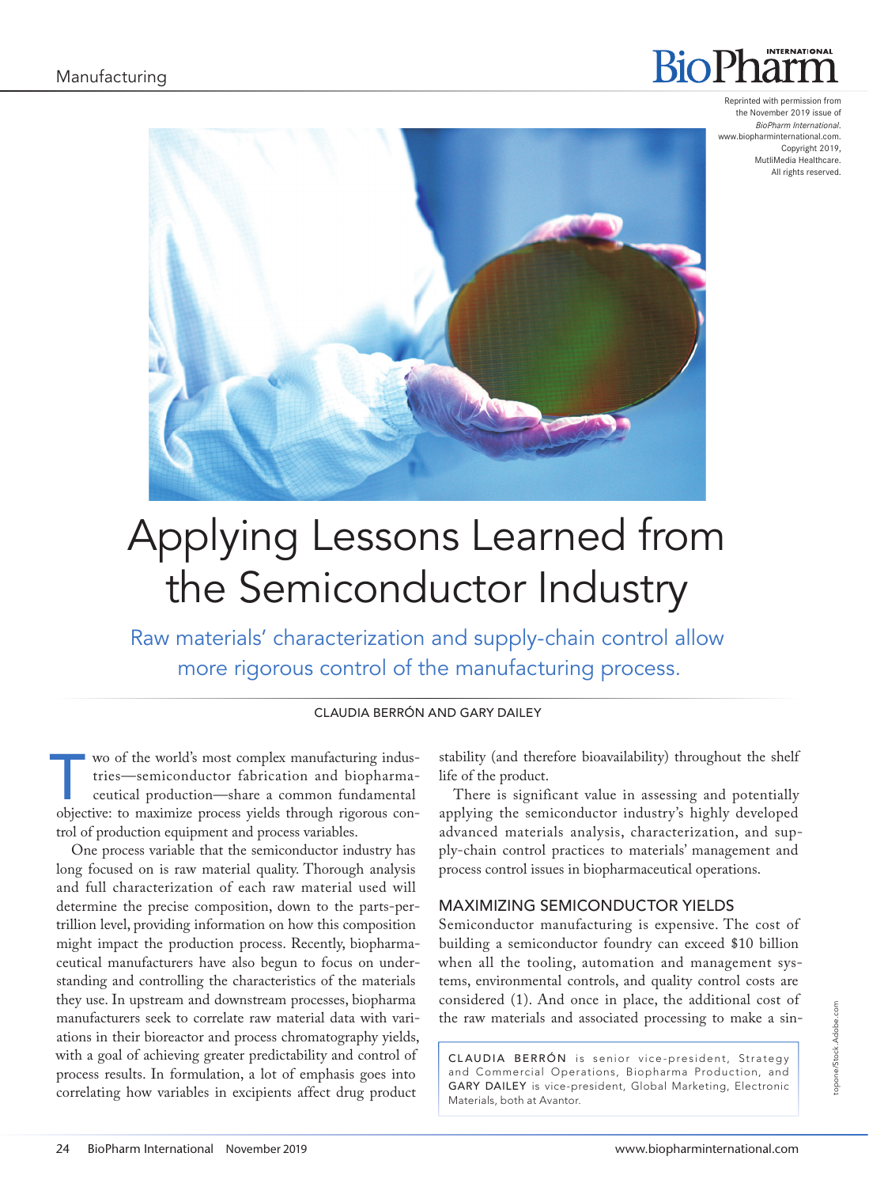Reprinted with permission from the November 2019 issue of *BioPharm International*. www.biopharminternational.com. Copyright 2019, MutliMedia Healthcare. All rights reserved.

# Applying Lessons Learned from the Semiconductor Industry

Raw materials' characterization and supply-chain control allow more rigorous control of the manufacturing process.

CLAUDIA BERRÓN AND GARY DAILEY

Two of the world's most complex manufacturing industries—semiconductor fabrication and biopharmaceutical production—share a common fundamental objective: to maximize process yields through rigorous control of production equipment and process variables.

One process variable that the semiconductor industry has long focused on is raw material quality. Thorough analysis and full characterization of each raw material used will determine the precise composition, down to the parts-per-trillion level, providing information on how this composition might impact the production process. Recently, biopharmaceutical manufacturers have also begun to focus on understanding and controlling the characteristics of the materials they use. In upstream and downstream processes, biopharma manufacturers seek to correlate raw material data with variations in their bioreactor and process chromatography yields, with a goal of achieving greater predictability and control of process results. In formulation, a lot of emphasis goes into correlating how variables in excipients affect drug product stability (and therefore bioavailability) throughout the shelf life of the product.

There is significant value in assessing and potentially applying the semiconductor industry's highly developed advanced materials analysis, characterization, and supply-chain control practices to materials' management and process control issues in biopharmaceutical operations.

## MAXIMIZING SEMICONDUCTOR YIELDS

Semiconductor manufacturing is expensive. The cost of building a semiconductor foundry can exceed $10 billion when all the tooling, automation and management systems, environmental controls, and quality control costs are considered (1). And once in place, the additional cost of the raw materials and associated processing to make a sin-

CLAUDIA BERRÓN is senior vice-president, Strategy and Commercial Operations, Biopharma Production, and GARY DAILEY is vice-president, Global Marketing, Electronic Materials, both at Avantor.

topone/Stock.Adobe.com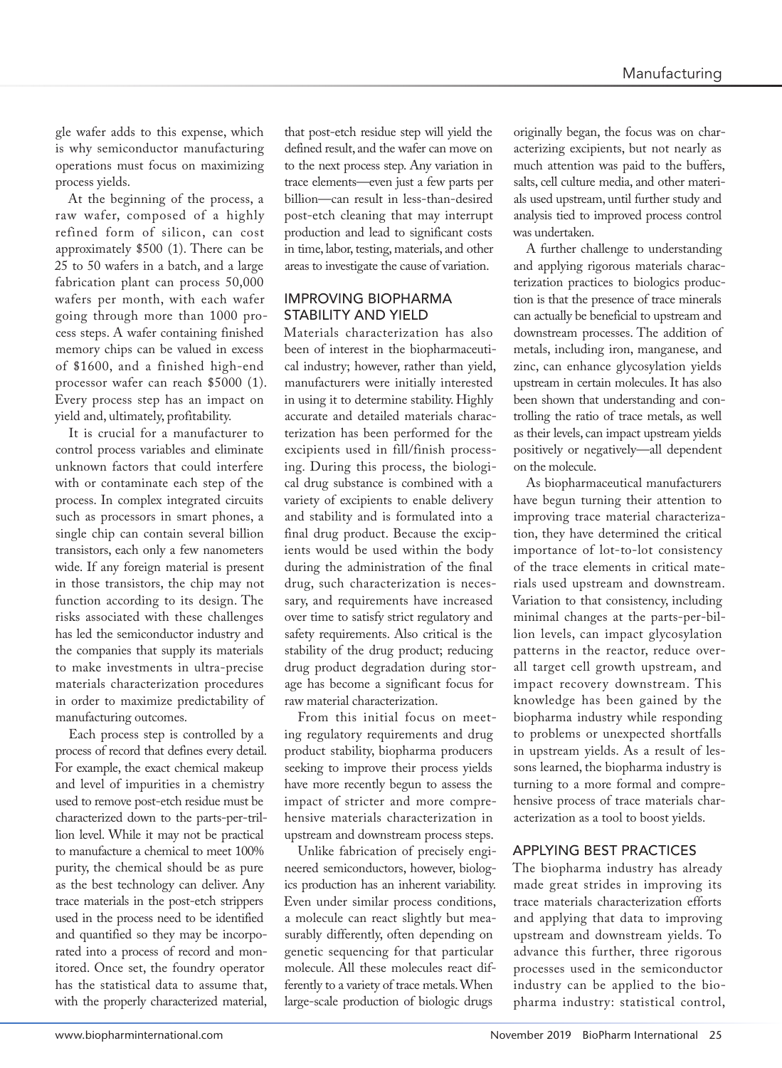gle wafer adds to this expense, which is why semiconductor manufacturing operations must focus on maximizing process yields.

At the beginning of the process, a raw wafer, composed of a highly refined form of silicon, can cost approximately $500 (1). There can be 25 to 50 wafers in a batch, and a large fabrication plant can process 50,000 wafers per month, with each wafer going through more than 1000 process steps. A wafer containing finished memory chips can be valued in excess of $1600, and a finished high-end processor wafer can reach $5000 (1). Every process step has an impact on yield and, ultimately, profitability.

It is crucial for a manufacturer to control process variables and eliminate unknown factors that could interfere with or contaminate each step of the process. In complex integrated circuits such as processors in smart phones, a single chip can contain several billion transistors, each only a few nanometers wide. If any foreign material is present in those transistors, the chip may not function according to its design. The risks associated with these challenges has led the semiconductor industry and the companies that supply its materials to make investments in ultra-precise materials characterization procedures in order to maximize predictability of manufacturing outcomes.

Each process step is controlled by a process of record that defines every detail. For example, the exact chemical makeup and level of impurities in a chemistry used to remove post-etch residue must be characterized down to the parts-per-trillion level. While it may not be practical to manufacture a chemical to meet 100% purity, the chemical should be as pure as the best technology can deliver. Any trace materials in the post-etch strippers used in the process need to be identified and quantified so they may be incorporated into a process of record and monitored. Once set, the foundry operator has the statistical data to assume that, with the properly characterized material, that post-etch residue step will yield the defined result, and the wafer can move on to the next process step. Any variation in trace elements—even just a few parts per billion—can result in less-than-desired post-etch cleaning that may interrupt production and lead to significant costs in time, labor, testing, materials, and other areas to investigate the cause of variation.

## IMPROVING BIOPHARMA STABILITY AND YIELD

Materials characterization has also been of interest in the biopharmaceutical industry; however, rather than yield, manufacturers were initially interested in using it to determine stability. Highly accurate and detailed materials characterization has been performed for the excipients used in fill/finish processing. During this process, the biological drug substance is combined with a variety of excipients to enable delivery and stability and is formulated into a final drug product. Because the excipients would be used within the body during the administration of the final drug, such characterization is necessary, and requirements have increased over time to satisfy strict regulatory and safety requirements. Also critical is the stability of the drug product; reducing drug product degradation during storage has become a significant focus for raw material characterization.

From this initial focus on meeting regulatory requirements and drug product stability, biopharma producers seeking to improve their process yields have more recently begun to assess the impact of stricter and more comprehensive materials characterization in upstream and downstream process steps.

Unlike fabrication of precisely engineered semiconductors, however, biologics production has an inherent variability. Even under similar process conditions, a molecule can react slightly but measurably differently, often depending on genetic sequencing for that particular molecule. All these molecules react differently to a variety of trace metals. When large-scale production of biologic drugs originally began, the focus was on characterizing excipients, but not nearly as much attention was paid to the buffers, salts, cell culture media, and other materials used upstream, until further study and analysis tied to improved process control was undertaken.

A further challenge to understanding and applying rigorous materials characterization practices to biologics production is that the presence of trace minerals can actually be beneficial to upstream and downstream processes. The addition of metals, including iron, manganese, and zinc, can enhance glycosylation yields upstream in certain molecules. It has also been shown that understanding and controlling the ratio of trace metals, as well as their levels, can impact upstream yields positively or negatively—all dependent on the molecule.

As biopharmaceutical manufacturers have begun turning their attention to improving trace material characterization, they have determined the critical importance of lot-to-lot consistency of the trace elements in critical materials used upstream and downstream. Variation to that consistency, including minimal changes at the parts-per-billion levels, can impact glycosylation patterns in the reactor, reduce overall target cell growth upstream, and impact recovery downstream. This knowledge has been gained by the biopharma industry while responding to problems or unexpected shortfalls in upstream yields. As a result of lessons learned, the biopharma industry is turning to a more formal and comprehensive process of trace materials characterization as a tool to boost yields.

## APPLYING BEST PRACTICES

The biopharma industry has already made great strides in improving its trace materials characterization efforts and applying that data to improving upstream and downstream yields. To advance this further, three rigorous processes used in the semiconductor industry can be applied to the biopharma industry: statistical control,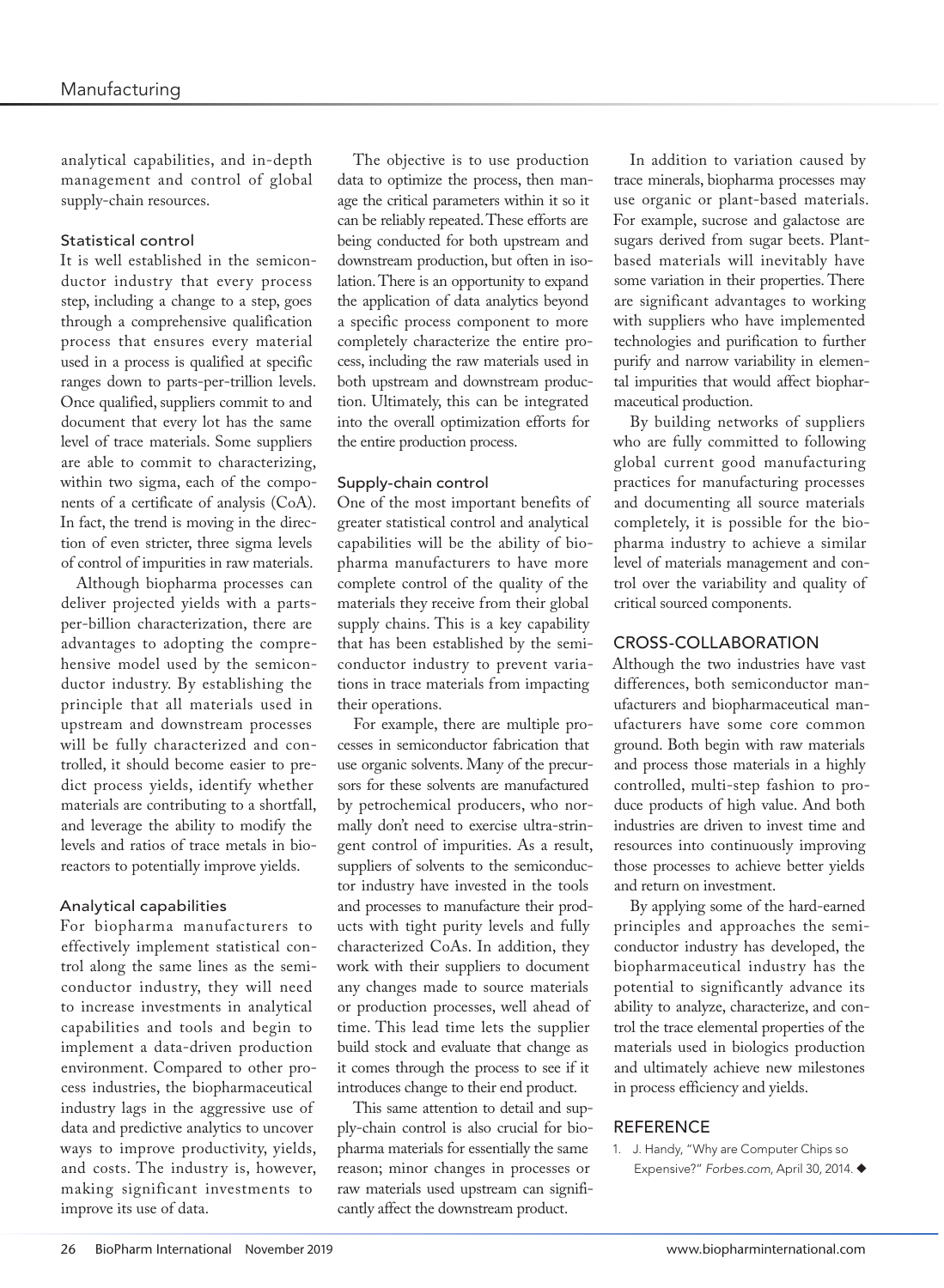analytical capabilities, and in-depth management and control of global supply-chain resources.

### Statistical control

It is well established in the semiconductor industry that every process step, including a change to a step, goes through a comprehensive qualification process that ensures every material used in a process is qualified at specific ranges down to parts-per-trillion levels. Once qualified, suppliers commit to and document that every lot has the same level of trace materials. Some suppliers are able to commit to characterizing, within two sigma, each of the components of a certificate of analysis (CoA). In fact, the trend is moving in the direction of even stricter, three sigma levels of control of impurities in raw materials.

Although biopharma processes can deliver projected yields with a parts-per-billion characterization, there are advantages to adopting the comprehensive model used by the semiconductor industry. By establishing the principle that all materials used in upstream and downstream processes will be fully characterized and controlled, it should become easier to predict process yields, identify whether materials are contributing to a shortfall, and leverage the ability to modify the levels and ratios of trace metals in bioreactors to potentially improve yields.

### Analytical capabilities

For biopharma manufacturers to effectively implement statistical control along the same lines as the semiconductor industry, they will need to increase investments in analytical capabilities and tools and begin to implement a data-driven production environment. Compared to other process industries, the biopharmaceutical industry lags in the aggressive use of data and predictive analytics to uncover ways to improve productivity, yields, and costs. The industry is, however, making significant investments to improve its use of data.

The objective is to use production data to optimize the process, then manage the critical parameters within it so it can be reliably repeated. These efforts are being conducted for both upstream and downstream production, but often in isolation. There is an opportunity to expand the application of data analytics beyond a specific process component to more completely characterize the entire process, including the raw materials used in both upstream and downstream production. Ultimately, this can be integrated into the overall optimization efforts for the entire production process.

### Supply-chain control

One of the most important benefits of greater statistical control and analytical capabilities will be the ability of biopharma manufacturers to have more complete control of the quality of the materials they receive from their global supply chains. This is a key capability that has been established by the semiconductor industry to prevent variations in trace materials from impacting their operations.

For example, there are multiple processes in semiconductor fabrication that use organic solvents. Many of the precursors for these solvents are manufactured by petrochemical producers, who normally don't need to exercise ultra-stringent control of impurities. As a result, suppliers of solvents to the semiconductor industry have invested in the tools and processes to manufacture their products with tight purity levels and fully characterized CoAs. In addition, they work with their suppliers to document any changes made to source materials or production processes, well ahead of time. This lead time lets the supplier build stock and evaluate that change as it comes through the process to see if it introduces change to their end product.

This same attention to detail and supply-chain control is also crucial for biopharma materials for essentially the same reason; minor changes in processes or raw materials used upstream can significantly affect the downstream product.

In addition to variation caused by trace minerals, biopharma processes may use organic or plant-based materials. For example, sucrose and galactose are sugars derived from sugar beets. Plant-based materials will inevitably have some variation in their properties. There are significant advantages to working with suppliers who have implemented technologies and purification to further purify and narrow variability in elemental impurities that would affect biopharmaceutical production.

By building networks of suppliers who are fully committed to following global current good manufacturing practices for manufacturing processes and documenting all source materials completely, it is possible for the biopharma industry to achieve a similar level of materials management and control over the variability and quality of critical sourced components.

## CROSS-COLLABORATION

Although the two industries have vast differences, both semiconductor manufacturers and biopharmaceutical manufacturers have some core common ground. Both begin with raw materials and process those materials in a highly controlled, multi-step fashion to produce products of high value. And both industries are driven to invest time and resources into continuously improving those processes to achieve better yields and return on investment.

By applying some of the hard-earned principles and approaches the semiconductor industry has developed, the biopharmaceutical industry has the potential to significantly advance its ability to analyze, characterize, and control the trace elemental properties of the materials used in biologics production and ultimately achieve new milestones in process efficiency and yields.

## REFERENCE

1. J. Handy, "Why are Computer Chips so Expensive?" *Forbes.com*, April 30, 2014. ◆